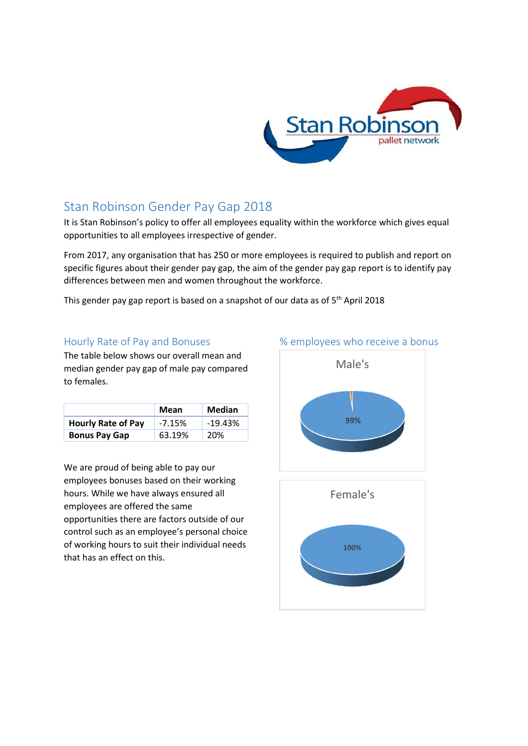# Stan Robinson Gender Pay Gap 2018

It is Stan Robinson's policy to offer all employees equality within the workforce which gives equal opportunities to all employees irrespective of gender.

From 2017, any organisation that has 250 or more employees is required to publish and report on specific figures about their gender pay gap, the aim of the gender pay gap report is to identify pay differences between men and women throughout the workforce.

This gender pay gap report is based on a snapshot of our data as of 5th April 2018

## Hourly Rate of Pay and Bonuses

The table below shows our overall mean and median gender pay gap of male pay compared to females.

| | Mean | Median |
|---|---|---|
| **Hourly Rate of Pay** | -7.15% | -19.43% |
| **Bonus Pay Gap** | 63.19% | 20% |

We are proud of being able to pay our employees bonuses based on their working hours. While we have always ensured all employees are offered the same opportunities there are factors outside of our control such as an employee's personal choice of working hours to suit their individual needs that has an effect on this.

## % employees who receive a bonus

Male's

99%

Female's

100%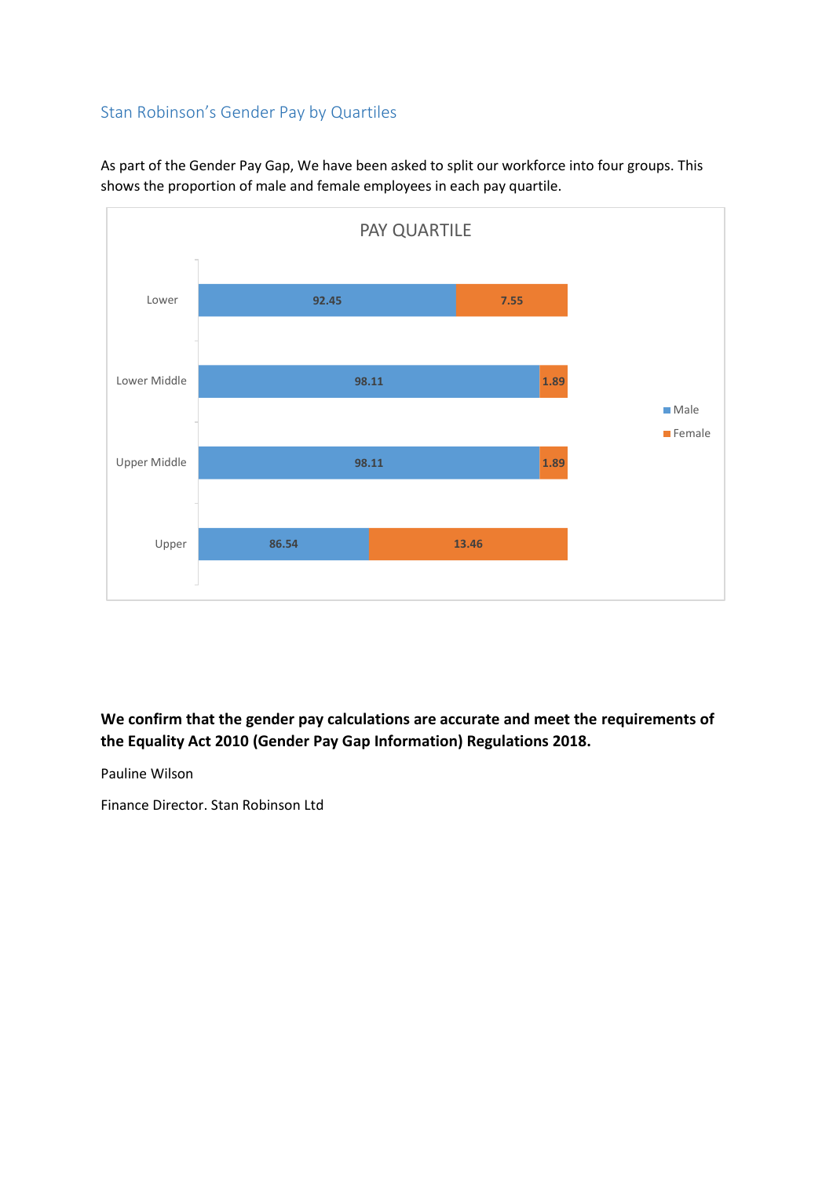## Stan Robinson's Gender Pay by Quartiles

As part of the Gender Pay Gap, We have been asked to split our workforce into four groups. This shows the proportion of male and female employees in each pay quartile.

PAY QUARTILE

Lower
92.45
7.55

Lower Middle
98.11
1.89

Upper Middle
98.11
1.89

Upper
86.54
13.46

Male
Female

**We confirm that the gender pay calculations are accurate and meet the requirements of the Equality Act 2010 (Gender Pay Gap Information) Regulations 2018.**

Pauline Wilson

Finance Director. Stan Robinson Ltd